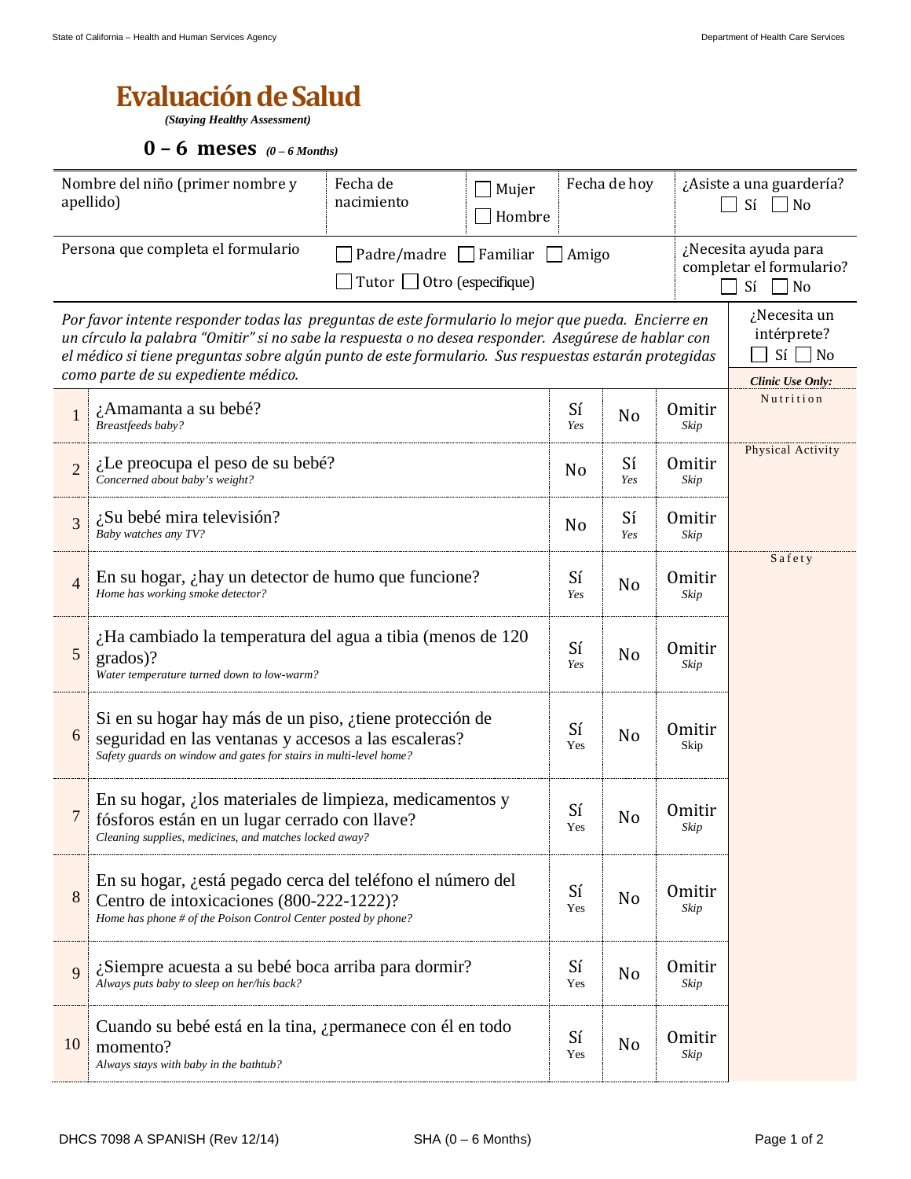# Evaluación de Salud

***(Staying Healthy Assessment)***

## 0 – 6 meses *(0 – 6 Months)*

| Nombre del niño (primer nombre y apellido) | Fecha de nacimiento | ☐ Mujer ☐ Hombre | Fecha de hoy | ¿Asiste a una guardería? ☐ Sí ☐ No |
|---|---|---|---|---|
| Persona que completa el formulario | ☐ Padre/madre ☐ Familiar ☐ Amigo ☐ Tutor ☐ Otro (especifique) | | | ¿Necesita ayuda para completar el formulario? ☐ Sí ☐ No |

*Por favor intente responder todas las preguntas de este formulario lo mejor que pueda. Encierre en un círculo la palabra "Omitir" si no sabe la respuesta o no desea responder. Asegúrese de hablar con el médico si tiene preguntas sobre algún punto de este formulario. Sus respuestas estarán protegidas como parte de su expediente médico.*

¿Necesita un intérprete? ☐ Sí ☐ No

| # | Pregunta | | | | ***Clinic Use Only:*** |
|---|---|---|---|---|---|
| 1 | ¿Amamanta a su bebé? *Breastfeeds baby?* | Sí *Yes* | No | Omitir *Skip* | Nutrition |
| 2 | ¿Le preocupa el peso de su bebé? *Concerned about baby's weight?* | No | Sí *Yes* | Omitir *Skip* | Physical Activity |
| 3 | ¿Su bebé mira televisión? *Baby watches any TV?* | No | Sí *Yes* | Omitir *Skip* | |
| 4 | En su hogar, ¿hay un detector de humo que funcione? *Home has working smoke detector?* | Sí *Yes* | No | Omitir *Skip* | Safety |
| 5 | ¿Ha cambiado la temperatura del agua a tibia (menos de 120 grados)? *Water temperature turned down to low-warm?* | Sí *Yes* | No | Omitir *Skip* | |
| 6 | Si en su hogar hay más de un piso, ¿tiene protección de seguridad en las ventanas y accesos a las escaleras? *Safety guards on window and gates for stairs in multi-level home?* | Sí Yes | No | Omitir Skip | |
| 7 | En su hogar, ¿los materiales de limpieza, medicamentos y fósforos están en un lugar cerrado con llave? *Cleaning supplies, medicines, and matches locked away?* | Sí Yes | No | Omitir *Skip* | |
| 8 | En su hogar, ¿está pegado cerca del teléfono el número del Centro de intoxicaciones (800-222-1222)? *Home has phone # of the Poison Control Center posted by phone?* | Sí Yes | No | Omitir *Skip* | |
| 9 | ¿Siempre acuesta a su bebé boca arriba para dormir? *Always puts baby to sleep on her/his back?* | Sí Yes | No | Omitir *Skip* | |
| 10 | Cuando su bebé está en la tina, ¿permanece con él en todo momento? *Always stays with baby in the bathtub?* | Sí Yes | No | Omitir *Skip* | |

DHCS 7098 A SPANISH (Rev 12/14) SHA (0 – 6 Months)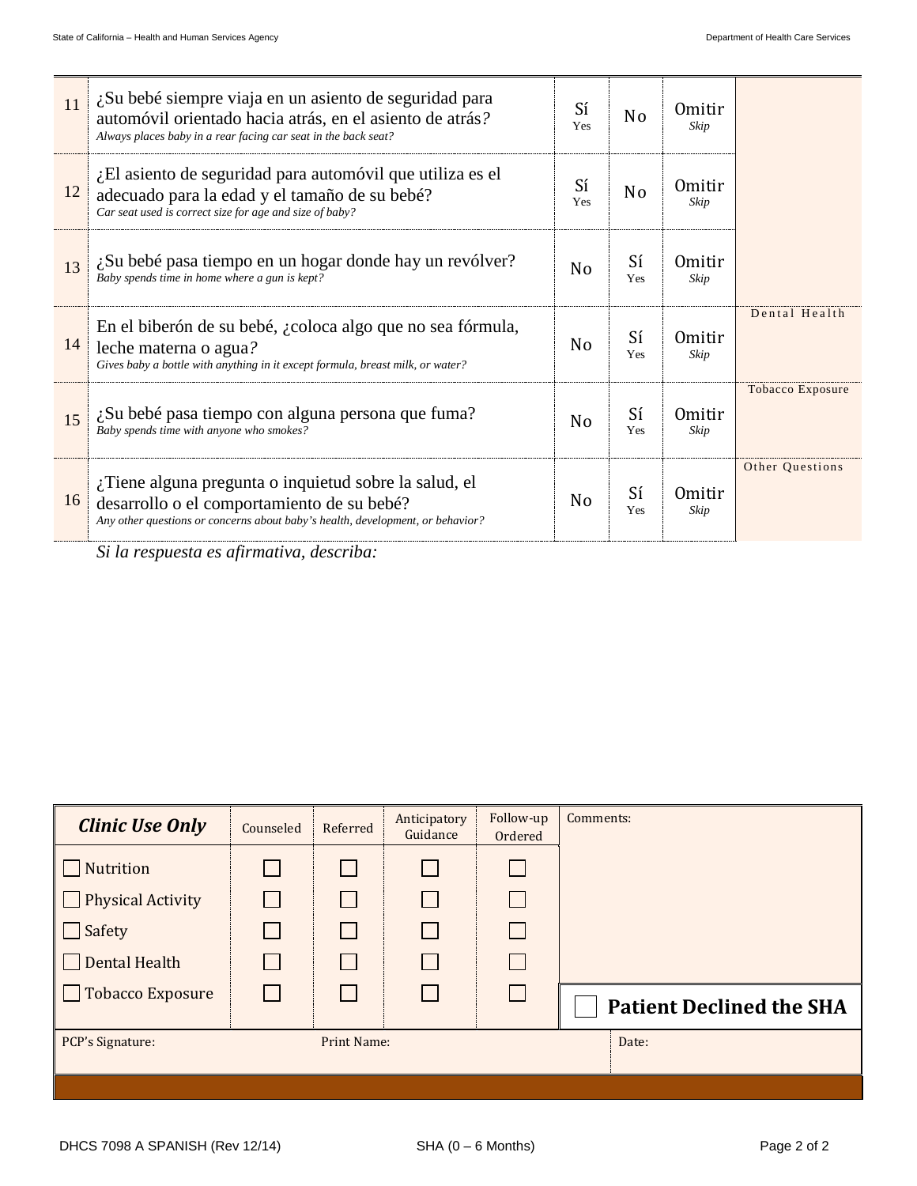| | | | | | |
|---|---|---|---|---|---|
| 11 | ¿Su bebé siempre viaja en un asiento de seguridad para automóvil orientado hacia atrás, en el asiento de atrás?<br>*Always places baby in a rear facing car seat in the back seat?* | Sí<br>Yes | No | Omitir<br>*Skip* | |
| 12 | ¿El asiento de seguridad para automóvil que utiliza es el adecuado para la edad y el tamaño de su bebé?<br>*Car seat used is correct size for age and size of baby?* | Sí<br>Yes | No | Omitir<br>*Skip* | |
| 13 | ¿Su bebé pasa tiempo en un hogar donde hay un revólver?<br>*Baby spends time in home where a gun is kept?* | No | Sí<br>Yes | Omitir<br>*Skip* | |
| 14 | En el biberón de su bebé, ¿coloca algo que no sea fórmula, leche materna o agua?<br>*Gives baby a bottle with anything in it except formula, breast milk, or water?* | No | Sí<br>Yes | Omitir<br>*Skip* | Dental Health |
| 15 | ¿Su bebé pasa tiempo con alguna persona que fuma?<br>*Baby spends time with anyone who smokes?* | No | Sí<br>Yes | Omitir<br>*Skip* | Tobacco Exposure |
| 16 | ¿Tiene alguna pregunta o inquietud sobre la salud, el desarrollo o el comportamiento de su bebé?<br>*Any other questions or concerns about baby's health, development, or behavior?* | No | Sí<br>Yes | Omitir<br>*Skip* | Other Questions |

*Si la respuesta es afirmativa, describa:*

| ***Clinic Use Only*** | Counseled | Referred | Anticipatory Guidance | Follow-up Ordered | Comments: |
|---|---|---|---|---|---|
| ☐ Nutrition | ☐ | ☐ | ☐ | ☐ | |
| ☐ Physical Activity | ☐ | ☐ | ☐ | ☐ | |
| ☐ Safety | ☐ | ☐ | ☐ | ☐ | |
| ☐ Dental Health | ☐ | ☐ | ☐ | ☐ | |
| ☐ Tobacco Exposure | ☐ | ☐ | ☐ | ☐ | ☐ **Patient Declined the SHA** |

| | | |
|---|---|---|
| PCP's Signature: | Print Name: | Date: |

DHCS 7098 A SPANISH (Rev 12/14) SHA (0 – 6 Months)